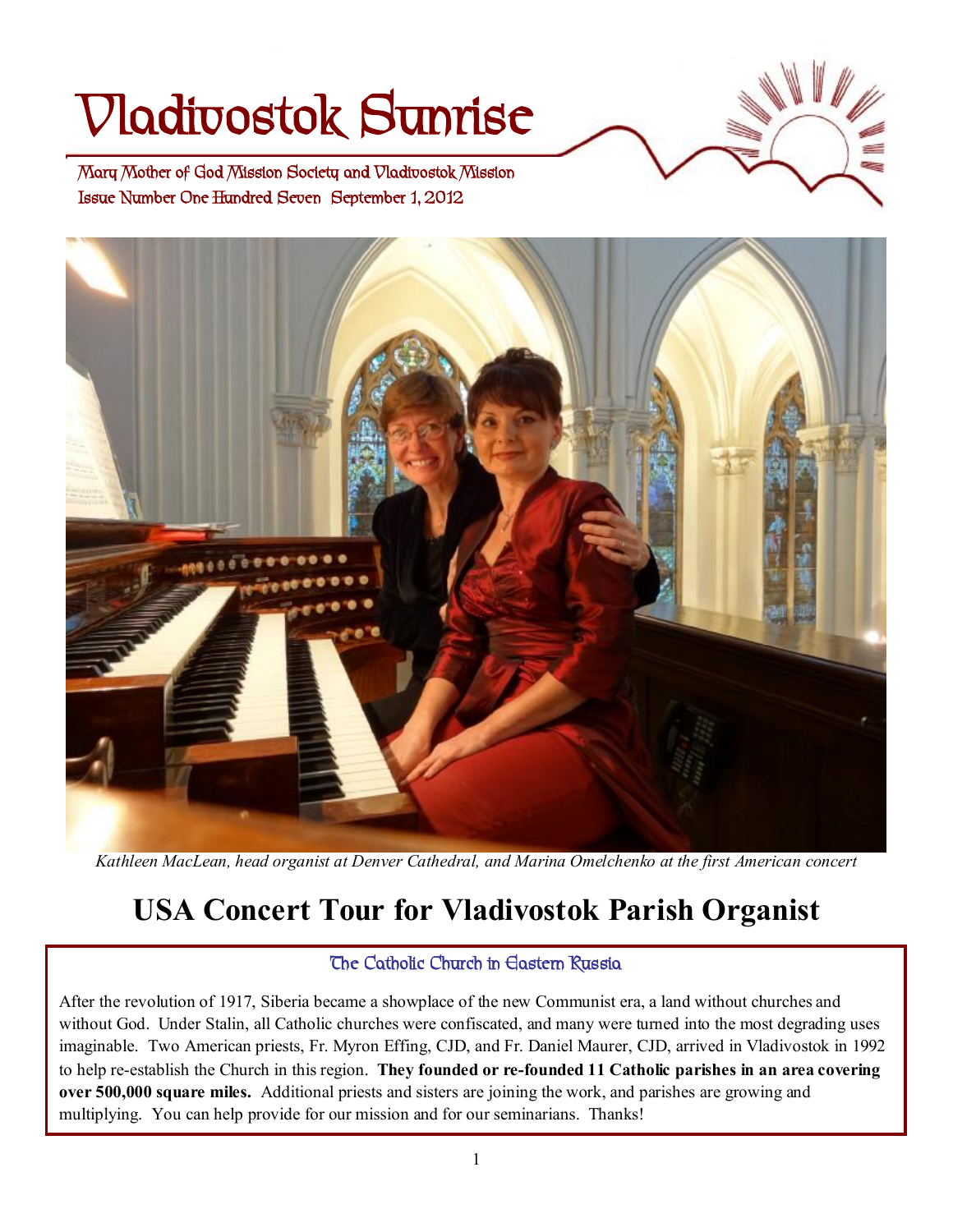# Vladivostok Sunrise

Mary Mother of God Mission Society and Vladivostok Mission
Issue Number One Hundred Seven September 1, 2012

*Kathleen MacLean, head organist at Denver Cathedral, and Marina Omelchenko at the first American concert*

# USA Concert Tour for Vladivostok Parish Organist

### The Catholic Church in Eastern Russia

After the revolution of 1917, Siberia became a showplace of the new Communist era, a land without churches and without God. Under Stalin, all Catholic churches were confiscated, and many were turned into the most degrading uses imaginable. Two American priests, Fr. Myron Effing, CJD, and Fr. Daniel Maurer, CJD, arrived in Vladivostok in 1992 to help re-establish the Church in this region. **They founded or re-founded 11 Catholic parishes in an area covering over 500,000 square miles.** Additional priests and sisters are joining the work, and parishes are growing and multiplying. You can help provide for our mission and for our seminarians. Thanks!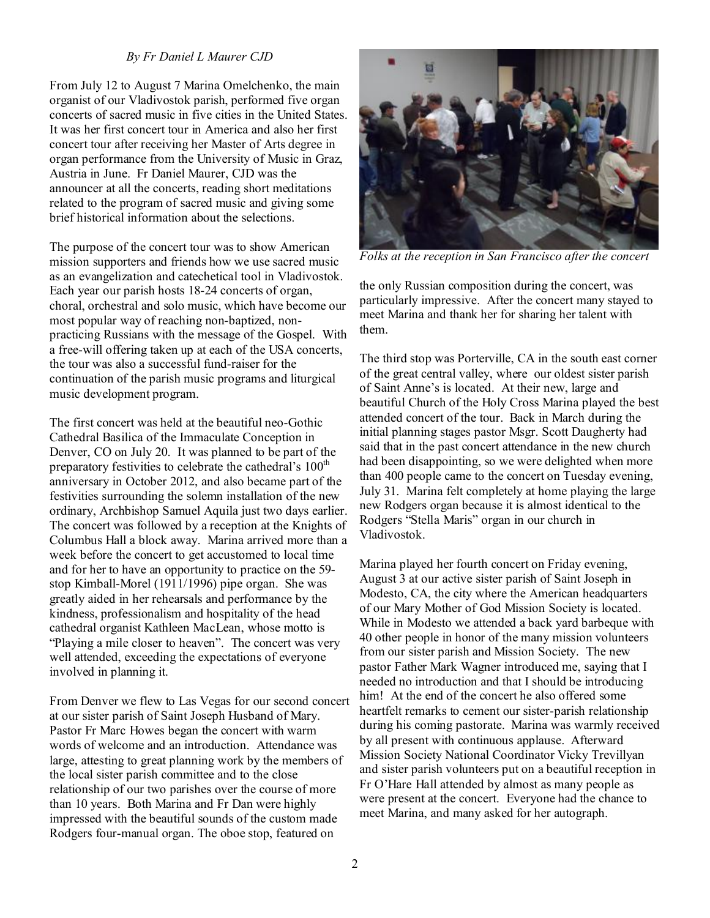*By Fr Daniel L Maurer CJD*

From July 12 to August 7 Marina Omelchenko, the main organist of our Vladivostok parish, performed five organ concerts of sacred music in five cities in the United States. It was her first concert tour in America and also her first concert tour after receiving her Master of Arts degree in organ performance from the University of Music in Graz, Austria in June. Fr Daniel Maurer, CJD was the announcer at all the concerts, reading short meditations related to the program of sacred music and giving some brief historical information about the selections.

The purpose of the concert tour was to show American mission supporters and friends how we use sacred music as an evangelization and catechetical tool in Vladivostok. Each year our parish hosts 18-24 concerts of organ, choral, orchestral and solo music, which have become our most popular way of reaching non-baptized, non-practicing Russians with the message of the Gospel. With a free-will offering taken up at each of the USA concerts, the tour was also a successful fund-raiser for the continuation of the parish music programs and liturgical music development program.

The first concert was held at the beautiful neo-Gothic Cathedral Basilica of the Immaculate Conception in Denver, CO on July 20. It was planned to be part of the preparatory festivities to celebrate the cathedral's 100th anniversary in October 2012, and also became part of the festivities surrounding the solemn installation of the new ordinary, Archbishop Samuel Aquila just two days earlier. The concert was followed by a reception at the Knights of Columbus Hall a block away. Marina arrived more than a week before the concert to get accustomed to local time and for her to have an opportunity to practice on the 59-stop Kimball-Morel (1911/1996) pipe organ. She was greatly aided in her rehearsals and performance by the kindness, professionalism and hospitality of the head cathedral organist Kathleen MacLean, whose motto is "Playing a mile closer to heaven". The concert was very well attended, exceeding the expectations of everyone involved in planning it.

From Denver we flew to Las Vegas for our second concert at our sister parish of Saint Joseph Husband of Mary. Pastor Fr Marc Howes began the concert with warm words of welcome and an introduction. Attendance was large, attesting to great planning work by the members of the local sister parish committee and to the close relationship of our two parishes over the course of more than 10 years. Both Marina and Fr Dan were highly impressed with the beautiful sounds of the custom made Rodgers four-manual organ. The oboe stop, featured on the only Russian composition during the concert, was particularly impressive. After the concert many stayed to meet Marina and thank her for sharing her talent with them.

*Folks at the reception in San Francisco after the concert*

The third stop was Porterville, CA in the south east corner of the great central valley, where our oldest sister parish of Saint Anne's is located. At their new, large and beautiful Church of the Holy Cross Marina played the best attended concert of the tour. Back in March during the initial planning stages pastor Msgr. Scott Daugherty had said that in the past concert attendance in the new church had been disappointing, so we were delighted when more than 400 people came to the concert on Tuesday evening, July 31. Marina felt completely at home playing the large new Rodgers organ because it is almost identical to the Rodgers "Stella Maris" organ in our church in Vladivostok.

Marina played her fourth concert on Friday evening, August 3 at our active sister parish of Saint Joseph in Modesto, CA, the city where the American headquarters of our Mary Mother of God Mission Society is located. While in Modesto we attended a back yard barbeque with 40 other people in honor of the many mission volunteers from our sister parish and Mission Society. The new pastor Father Mark Wagner introduced me, saying that I needed no introduction and that I should be introducing him! At the end of the concert he also offered some heartfelt remarks to cement our sister-parish relationship during his coming pastorate. Marina was warmly received by all present with continuous applause. Afterward Mission Society National Coordinator Vicky Trevillyan and sister parish volunteers put on a beautiful reception in Fr O'Hare Hall attended by almost as many people as were present at the concert. Everyone had the chance to meet Marina, and many asked for her autograph.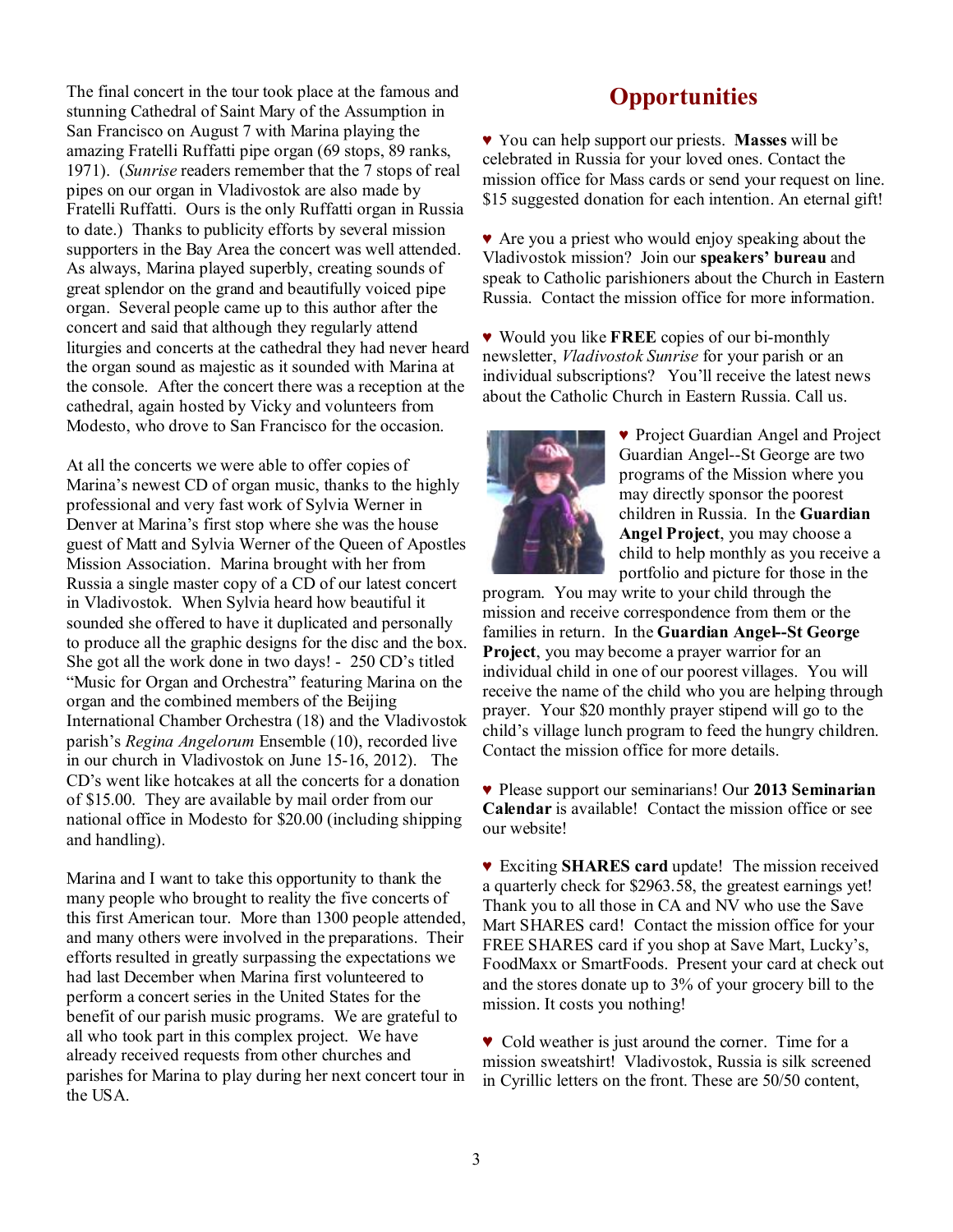The final concert in the tour took place at the famous and stunning Cathedral of Saint Mary of the Assumption in San Francisco on August 7 with Marina playing the amazing Fratelli Ruffatti pipe organ (69 stops, 89 ranks, 1971). (*Sunrise* readers remember that the 7 stops of real pipes on our organ in Vladivostok are also made by Fratelli Ruffatti. Ours is the only Ruffatti organ in Russia to date.) Thanks to publicity efforts by several mission supporters in the Bay Area the concert was well attended. As always, Marina played superbly, creating sounds of great splendor on the grand and beautifully voiced pipe organ. Several people came up to this author after the concert and said that although they regularly attend liturgies and concerts at the cathedral they had never heard the organ sound as majestic as it sounded with Marina at the console. After the concert there was a reception at the cathedral, again hosted by Vicky and volunteers from Modesto, who drove to San Francisco for the occasion.

At all the concerts we were able to offer copies of Marina's newest CD of organ music, thanks to the highly professional and very fast work of Sylvia Werner in Denver at Marina's first stop where she was the house guest of Matt and Sylvia Werner of the Queen of Apostles Mission Association. Marina brought with her from Russia a single master copy of a CD of our latest concert in Vladivostok. When Sylvia heard how beautiful it sounded she offered to have it duplicated and personally to produce all the graphic designs for the disc and the box. She got all the work done in two days! - 250 CD's titled "Music for Organ and Orchestra" featuring Marina on the organ and the combined members of the Beijing International Chamber Orchestra (18) and the Vladivostok parish's *Regina Angelorum* Ensemble (10), recorded live in our church in Vladivostok on June 15-16, 2012). The CD's went like hotcakes at all the concerts for a donation of $15.00. They are available by mail order from our national office in Modesto for $20.00 (including shipping and handling).

Marina and I want to take this opportunity to thank the many people who brought to reality the five concerts of this first American tour. More than 1300 people attended, and many others were involved in the preparations. Their efforts resulted in greatly surpassing the expectations we had last December when Marina first volunteered to perform a concert series in the United States for the benefit of our parish music programs. We are grateful to all who took part in this complex project. We have already received requests from other churches and parishes for Marina to play during her next concert tour in the USA.

## Opportunities

♥ You can help support our priests. **Masses** will be celebrated in Russia for your loved ones. Contact the mission office for Mass cards or send your request on line. $15 suggested donation for each intention. An eternal gift!

♥ Are you a priest who would enjoy speaking about the Vladivostok mission? Join our **speakers' bureau** and speak to Catholic parishioners about the Church in Eastern Russia. Contact the mission office for more information.

♥ Would you like **FREE** copies of our bi-monthly newsletter, *Vladivostok Sunrise* for your parish or an individual subscriptions? You'll receive the latest news about the Catholic Church in Eastern Russia. Call us.

♥ Project Guardian Angel and Project Guardian Angel--St George are two programs of the Mission where you may directly sponsor the poorest children in Russia. In the **Guardian Angel Project**, you may choose a child to help monthly as you receive a portfolio and picture for those in the program. You may write to your child through the mission and receive correspondence from them or the families in return. In the **Guardian Angel--St George Project**, you may become a prayer warrior for an individual child in one of our poorest villages. You will receive the name of the child who you are helping through prayer. Your $20 monthly prayer stipend will go to the child's village lunch program to feed the hungry children. Contact the mission office for more details.

♥ Please support our seminarians! Our **2013 Seminarian Calendar** is available! Contact the mission office or see our website!

♥ Exciting **SHARES card** update! The mission received a quarterly check for $2963.58, the greatest earnings yet! Thank you to all those in CA and NV who use the Save Mart SHARES card! Contact the mission office for your FREE SHARES card if you shop at Save Mart, Lucky's, FoodMaxx or SmartFoods. Present your card at check out and the stores donate up to 3% of your grocery bill to the mission. It costs you nothing!

♥ Cold weather is just around the corner. Time for a mission sweatshirt! Vladivostok, Russia is silk screened in Cyrillic letters on the front. These are 50/50 content,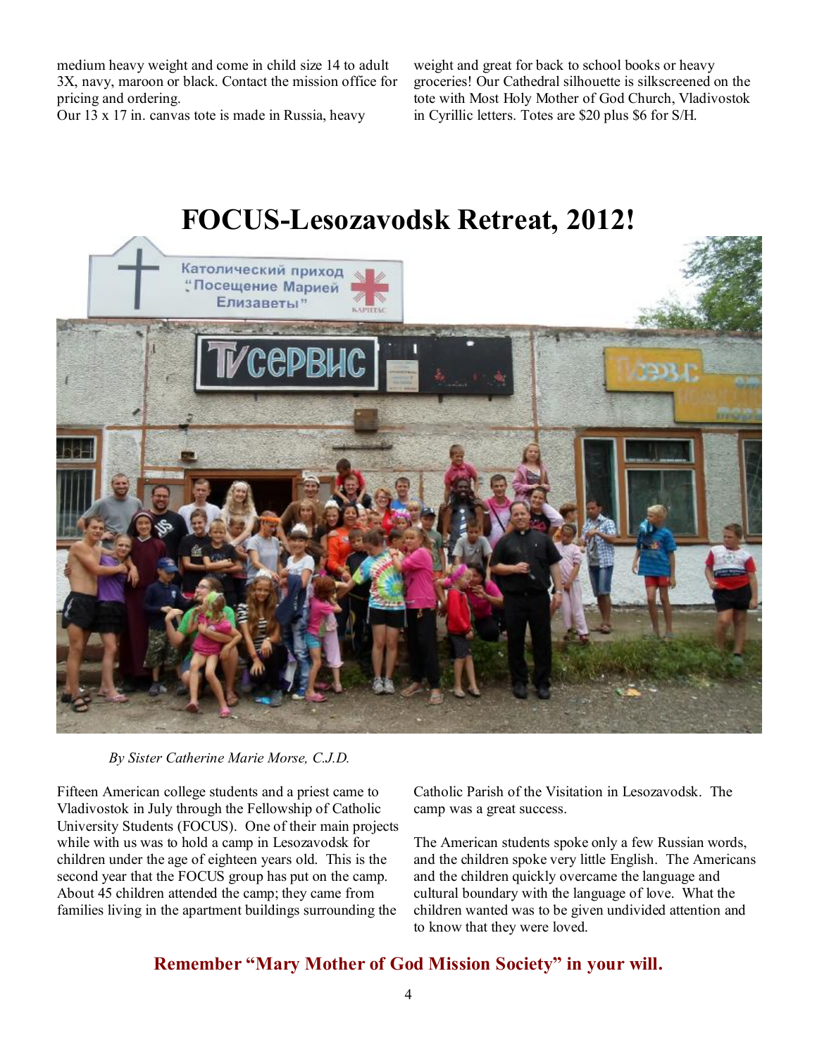medium heavy weight and come in child size 14 to adult 3X, navy, maroon or black. Contact the mission office for pricing and ordering.

Our 13 x 17 in. canvas tote is made in Russia, heavy weight and great for back to school books or heavy groceries! Our Cathedral silhouette is silkscreened on the tote with Most Holy Mother of God Church, Vladivostok in Cyrillic letters. Totes are $20 plus $6 for S/H.

# FOCUS-Lesozavodsk Retreat, 2012!

*By Sister Catherine Marie Morse, C.J.D.*

Fifteen American college students and a priest came to Vladivostok in July through the Fellowship of Catholic University Students (FOCUS). One of their main projects while with us was to hold a camp in Lesozavodsk for children under the age of eighteen years old. This is the second year that the FOCUS group has put on the camp. About 45 children attended the camp; they came from families living in the apartment buildings surrounding the Catholic Parish of the Visitation in Lesozavodsk. The camp was a great success.

The American students spoke only a few Russian words, and the children spoke very little English. The Americans and the children quickly overcame the language and cultural boundary with the language of love. What the children wanted was to be given undivided attention and to know that they were loved.

**Remember "Mary Mother of God Mission Society" in your will.**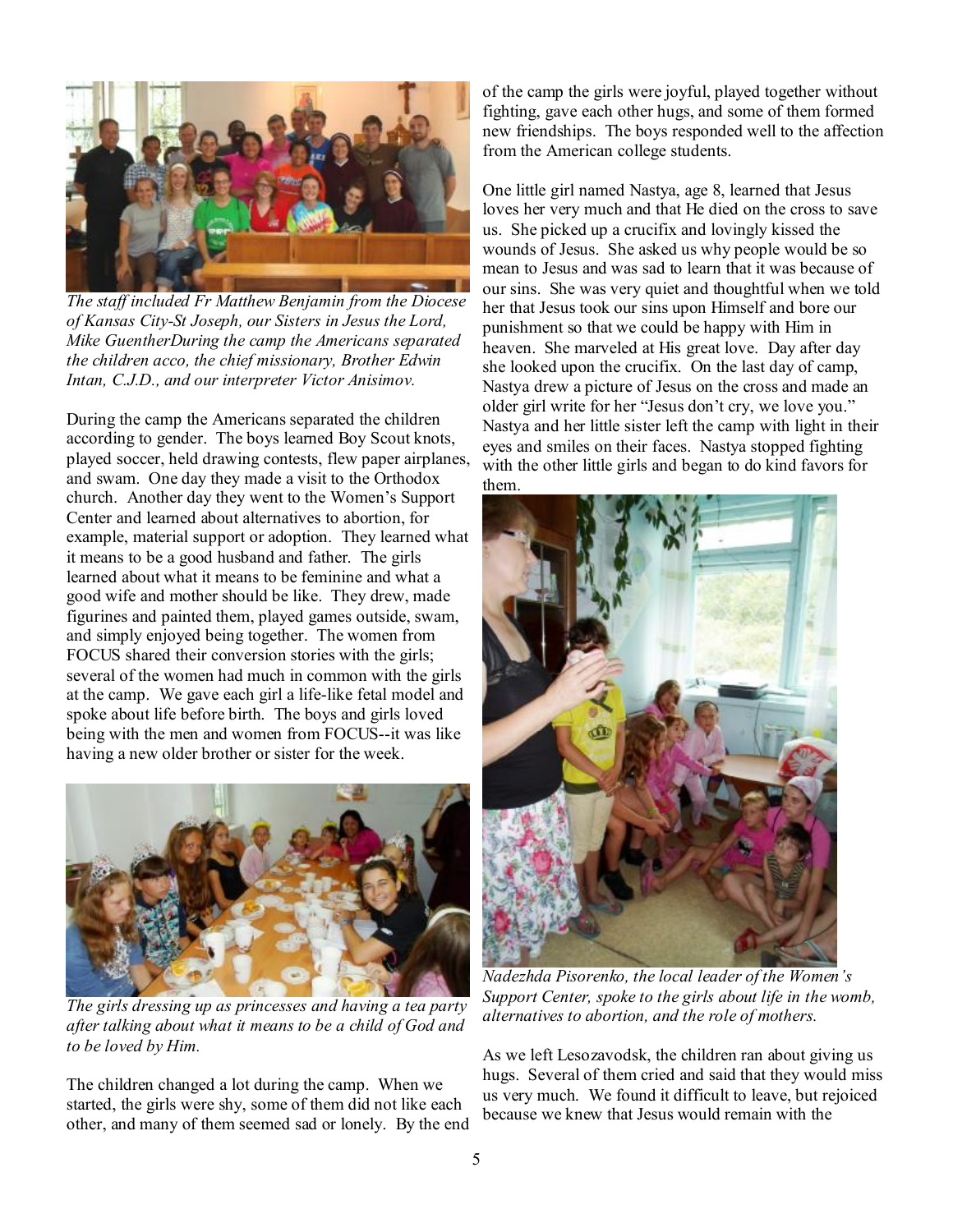*The staff included Fr Matthew Benjamin from the Diocese of Kansas City-St Joseph, our Sisters in Jesus the Lord, Mike GuentherDuring the camp the Americans separated the children acco, the chief missionary, Brother Edwin Intan, C.J.D., and our interpreter Victor Anisimov.*

During the camp the Americans separated the children according to gender. The boys learned Boy Scout knots, played soccer, held drawing contests, flew paper airplanes, and swam. One day they made a visit to the Orthodox church. Another day they went to the Women's Support Center and learned about alternatives to abortion, for example, material support or adoption. They learned what it means to be a good husband and father. The girls learned about what it means to be feminine and what a good wife and mother should be like. They drew, made figurines and painted them, played games outside, swam, and simply enjoyed being together. The women from FOCUS shared their conversion stories with the girls; several of the women had much in common with the girls at the camp. We gave each girl a life-like fetal model and spoke about life before birth. The boys and girls loved being with the men and women from FOCUS--it was like having a new older brother or sister for the week.

*The girls dressing up as princesses and having a tea party after talking about what it means to be a child of God and to be loved by Him.*

The children changed a lot during the camp. When we started, the girls were shy, some of them did not like each other, and many of them seemed sad or lonely. By the end of the camp the girls were joyful, played together without fighting, gave each other hugs, and some of them formed new friendships. The boys responded well to the affection from the American college students.

One little girl named Nastya, age 8, learned that Jesus loves her very much and that He died on the cross to save us. She picked up a crucifix and lovingly kissed the wounds of Jesus. She asked us why people would be so mean to Jesus and was sad to learn that it was because of our sins. She was very quiet and thoughtful when we told her that Jesus took our sins upon Himself and bore our punishment so that we could be happy with Him in heaven. She marveled at His great love. Day after day she looked upon the crucifix. On the last day of camp, Nastya drew a picture of Jesus on the cross and made an older girl write for her "Jesus don't cry, we love you." Nastya and her little sister left the camp with light in their eyes and smiles on their faces. Nastya stopped fighting with the other little girls and began to do kind favors for them.

*Nadezhda Pisorenko, the local leader of the Women's Support Center, spoke to the girls about life in the womb, alternatives to abortion, and the role of mothers.*

As we left Lesozavodsk, the children ran about giving us hugs. Several of them cried and said that they would miss us very much. We found it difficult to leave, but rejoiced because we knew that Jesus would remain with the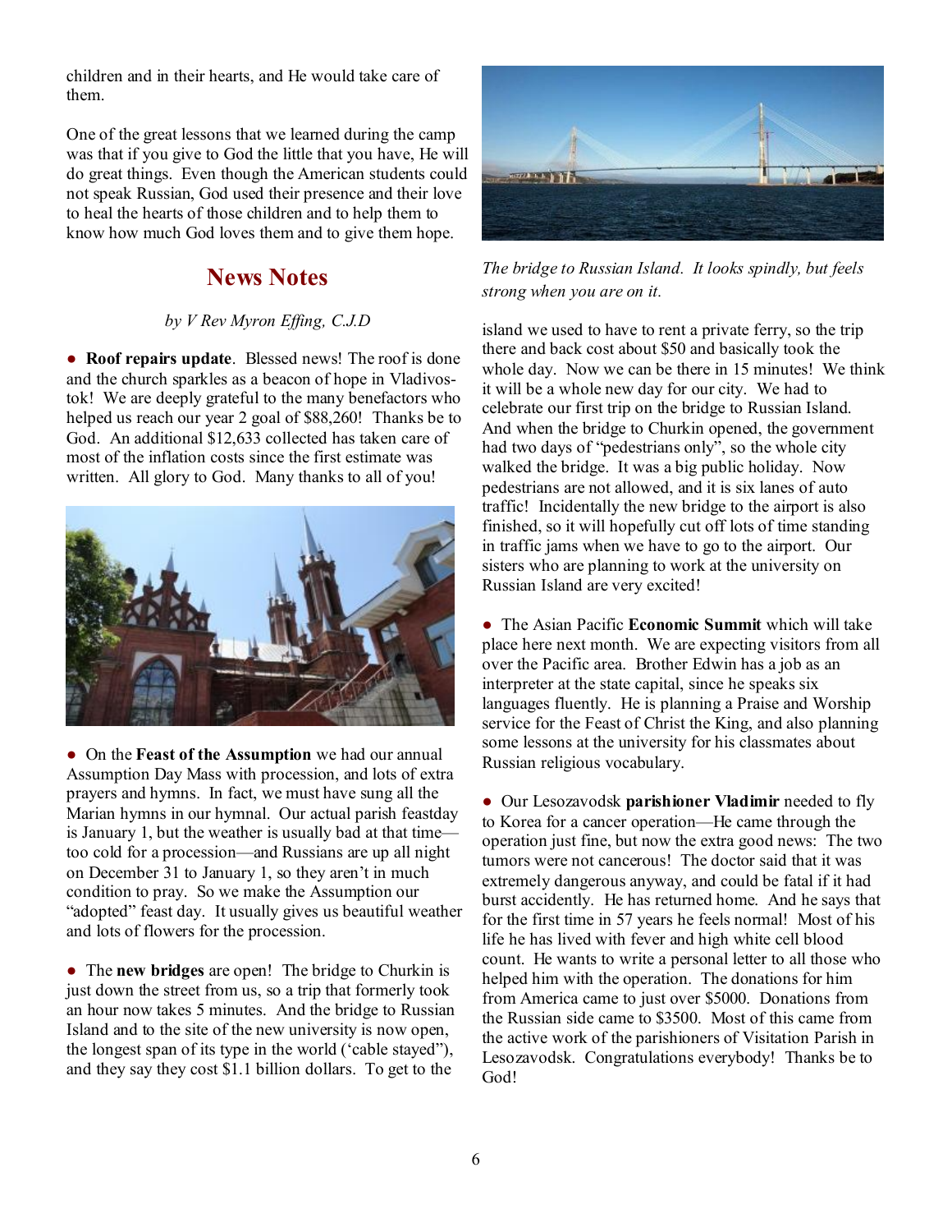children and in their hearts, and He would take care of them.

One of the great lessons that we learned during the camp was that if you give to God the little that you have, He will do great things. Even though the American students could not speak Russian, God used their presence and their love to heal the hearts of those children and to help them to know how much God loves them and to give them hope.

## News Notes

*by V Rev Myron Effing, C.J.D*

● **Roof repairs update**. Blessed news! The roof is done and the church sparkles as a beacon of hope in Vladivostok! We are deeply grateful to the many benefactors who helped us reach our year 2 goal of $88,260! Thanks be to God. An additional $12,633 collected has taken care of most of the inflation costs since the first estimate was written. All glory to God. Many thanks to all of you!

● On the **Feast of the Assumption** we had our annual Assumption Day Mass with procession, and lots of extra prayers and hymns. In fact, we must have sung all the Marian hymns in our hymnal. Our actual parish feastday is January 1, but the weather is usually bad at that time—too cold for a procession—and Russians are up all night on December 31 to January 1, so they aren't in much condition to pray. So we make the Assumption our "adopted" feast day. It usually gives us beautiful weather and lots of flowers for the procession.

● The **new bridges** are open! The bridge to Churkin is just down the street from us, so a trip that formerly took an hour now takes 5 minutes. And the bridge to Russian Island and to the site of the new university is now open, the longest span of its type in the world ('cable stayed"), and they say they cost $1.1 billion dollars. To get to the island we used to have to rent a private ferry, so the trip there and back cost about $50 and basically took the whole day. Now we can be there in 15 minutes! We think it will be a whole new day for our city. We had to celebrate our first trip on the bridge to Russian Island. And when the bridge to Churkin opened, the government had two days of "pedestrians only", so the whole city walked the bridge. It was a big public holiday. Now pedestrians are not allowed, and it is six lanes of auto traffic! Incidentally the new bridge to the airport is also finished, so it will hopefully cut off lots of time standing in traffic jams when we have to go to the airport. Our sisters who are planning to work at the university on Russian Island are very excited!

*The bridge to Russian Island. It looks spindly, but feels strong when you are on it.*

● The Asian Pacific **Economic Summit** which will take place here next month. We are expecting visitors from all over the Pacific area. Brother Edwin has a job as an interpreter at the state capital, since he speaks six languages fluently. He is planning a Praise and Worship service for the Feast of Christ the King, and also planning some lessons at the university for his classmates about Russian religious vocabulary.

● Our Lesozavodsk **parishioner Vladimir** needed to fly to Korea for a cancer operation—He came through the operation just fine, but now the extra good news: The two tumors were not cancerous! The doctor said that it was extremely dangerous anyway, and could be fatal if it had burst accidently. He has returned home. And he says that for the first time in 57 years he feels normal! Most of his life he has lived with fever and high white cell blood count. He wants to write a personal letter to all those who helped him with the operation. The donations for him from America came to just over $5000. Donations from the Russian side came to $3500. Most of this came from the active work of the parishioners of Visitation Parish in Lesozavodsk. Congratulations everybody! Thanks be to God!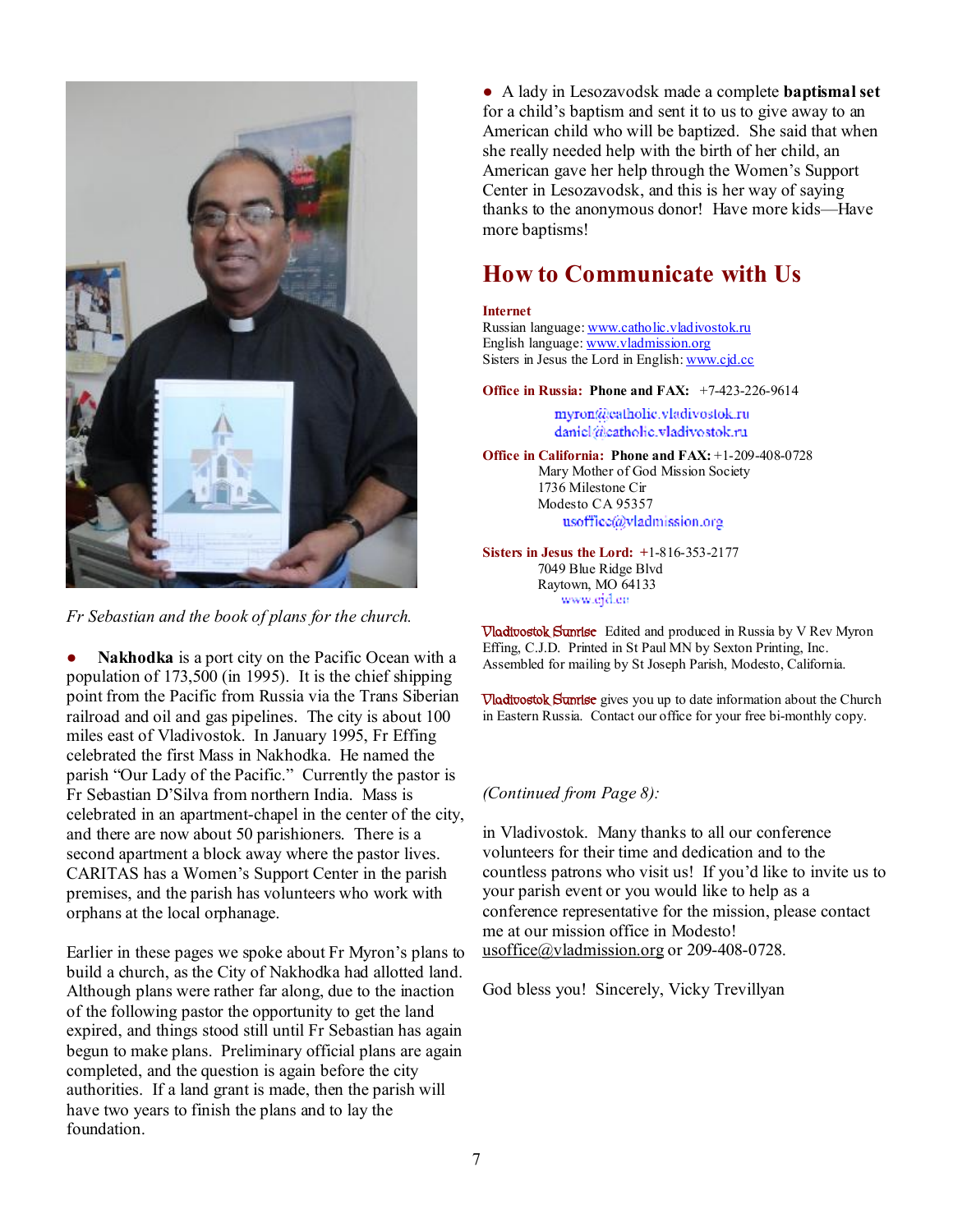*Fr Sebastian and the book of plans for the church.*

- **Nakhodka** is a port city on the Pacific Ocean with a population of 173,500 (in 1995). It is the chief shipping point from the Pacific from Russia via the Trans Siberian railroad and oil and gas pipelines. The city is about 100 miles east of Vladivostok. In January 1995, Fr Effing celebrated the first Mass in Nakhodka. He named the parish "Our Lady of the Pacific." Currently the pastor is Fr Sebastian D'Silva from northern India. Mass is celebrated in an apartment-chapel in the center of the city, and there are now about 50 parishioners. There is a second apartment a block away where the pastor lives. CARITAS has a Women's Support Center in the parish premises, and the parish has volunteers who work with orphans at the local orphanage.

Earlier in these pages we spoke about Fr Myron's plans to build a church, as the City of Nakhodka had allotted land. Although plans were rather far along, due to the inaction of the following pastor the opportunity to get the land expired, and things stood still until Fr Sebastian has again begun to make plans. Preliminary official plans are again completed, and the question is again before the city authorities. If a land grant is made, then the parish will have two years to finish the plans and to lay the foundation.

- A lady in Lesozavodsk made a complete **baptismal set** for a child's baptism and sent it to us to give away to an American child who will be baptized. She said that when she really needed help with the birth of her child, an American gave her help through the Women's Support Center in Lesozavodsk, and this is her way of saying thanks to the anonymous donor! Have more kids—Have more baptisms!

## How to Communicate with Us

**Internet**
Russian language: www.catholic.vladivostok.ru
English language: www.vladmission.org
Sisters in Jesus the Lord in English: www.cjd.cc

**Office in Russia:** **Phone and FAX:** +7-423-226-9614
myron@catholic.vladivostok.ru
daniel@catholic.vladivostok.ru

**Office in California:** **Phone and FAX:** +1-209-408-0728
Mary Mother of God Mission Society
1736 Milestone Cir
Modesto CA 95357
usoffice@vladmission.org

**Sisters in Jesus the Lord:** +1-816-353-2177
7049 Blue Ridge Blvd
Raytown, MO 64133
www.cjd.cc

Vladivostok Sunrise Edited and produced in Russia by V Rev Myron Effing, C.J.D. Printed in St Paul MN by Sexton Printing, Inc. Assembled for mailing by St Joseph Parish, Modesto, California.

Vladivostok Sunrise gives you up to date information about the Church in Eastern Russia. Contact our office for your free bi-monthly copy.

*(Continued from Page 8):*

in Vladivostok. Many thanks to all our conference volunteers for their time and dedication and to the countless patrons who visit us! If you'd like to invite us to your parish event or you would like to help as a conference representative for the mission, please contact me at our mission office in Modesto! usoffice@vladmission.org or 209-408-0728.

God bless you! Sincerely, Vicky Trevillyan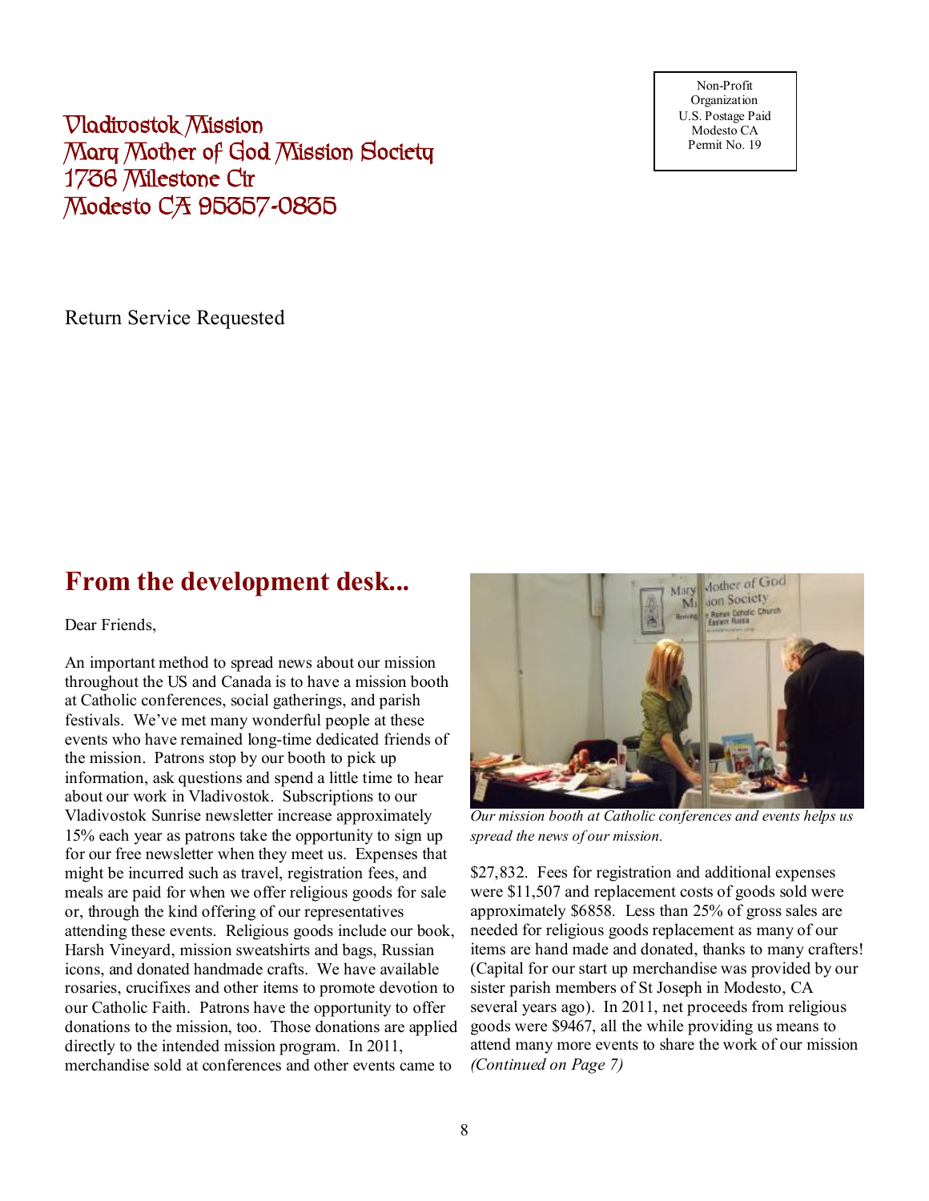Vladivostok Mission
Mary Mother of God Mission Society
1736 Milestone Cir
Modesto CA 95357-0835

Non-Profit
Organization
U.S. Postage Paid
Modesto CA
Permit No. 19

Return Service Requested

## From the development desk...

Dear Friends,

An important method to spread news about our mission throughout the US and Canada is to have a mission booth at Catholic conferences, social gatherings, and parish festivals. We've met many wonderful people at these events who have remained long-time dedicated friends of the mission. Patrons stop by our booth to pick up information, ask questions and spend a little time to hear about our work in Vladivostok. Subscriptions to our Vladivostok Sunrise newsletter increase approximately 15% each year as patrons take the opportunity to sign up for our free newsletter when they meet us. Expenses that might be incurred such as travel, registration fees, and meals are paid for when we offer religious goods for sale or, through the kind offering of our representatives attending these events. Religious goods include our book, Harsh Vineyard, mission sweatshirts and bags, Russian icons, and donated handmade crafts. We have available rosaries, crucifixes and other items to promote devotion to our Catholic Faith. Patrons have the opportunity to offer donations to the mission, too. Those donations are applied directly to the intended mission program. In 2011, merchandise sold at conferences and other events came to $27,832. Fees for registration and additional expenses were $11,507 and replacement costs of goods sold were approximately $6858. Less than 25% of gross sales are needed for religious goods replacement as many of our items are hand made and donated, thanks to many crafters! (Capital for our start up merchandise was provided by our sister parish members of St Joseph in Modesto, CA several years ago). In 2011, net proceeds from religious goods were $9467, all the while providing us means to attend many more events to share the work of our mission *(Continued on Page 7)*

*Our mission booth at Catholic conferences and events helps us spread the news of our mission.*